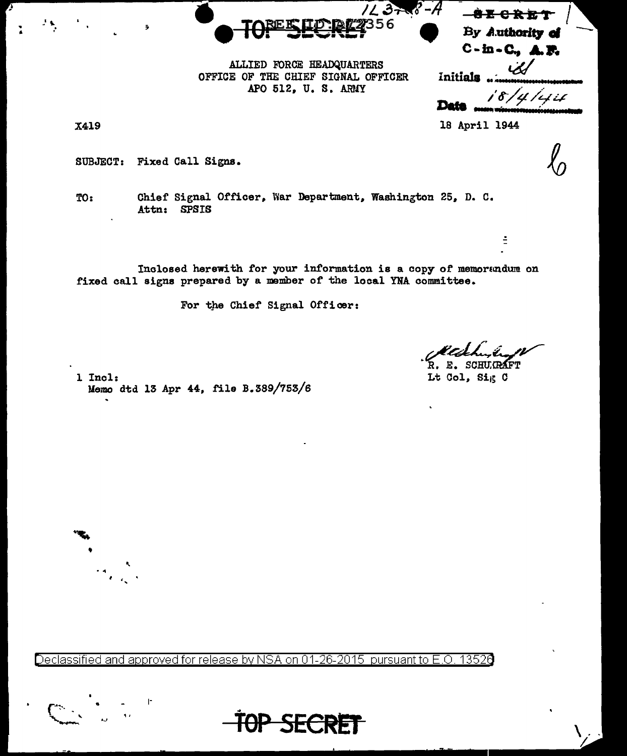TOP SECRET REF ID:A72356

SECRET
By Authority of
C-in-C., A.F.
Initials id
Date 18/4/44

ALLIED FORCE HEADQUARTERS
OFFICE OF THE CHIEF SIGNAL OFFICER
APO 512, U. S. ARMY

X419

18 April 1944

SUBJECT: Fixed Call Signs.

TO: Chief Signal Officer, War Department, Washington 25, D. C.
Attn: SPSIS

Inclosed herewith for your information is a copy of memorandum on fixed call signs prepared by a member of the local YNA committee.

For the Chief Signal Officer:

R. E. SCHUKRAFT
Lt Col, Sig C

1 Incl:
Memo dtd 13 Apr 44, file B.389/753/6

Declassified and approved for release by NSA on 01-26-2015 pursuant to E.O. 13526

TOP SECRET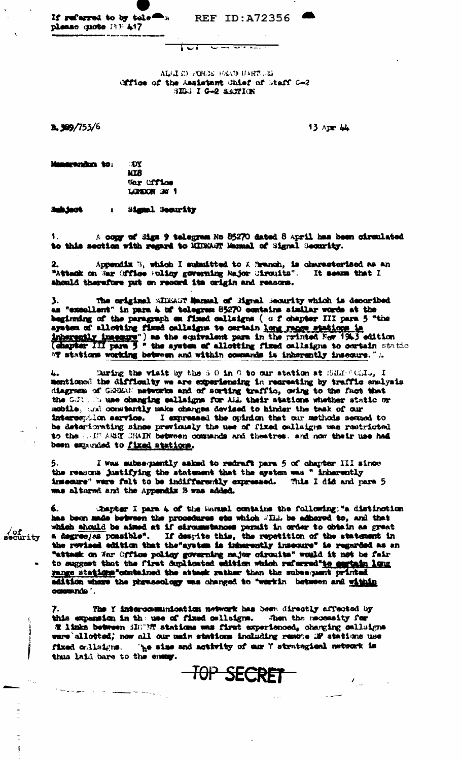If referred to by tele please quote ... 417

REF ID:A72356

TOP SECRET

ALLIED FORCE HEAD QUARTERS
Office of the Assistant Chief of Staff G-2
SIGS I G-2 SECTION

B.399/753/6

13 Apr 44

**Memorandum to:** DY
MI8
War Office
LONDON SW 1

**Subject** : Signal Security

1. A copy of Sigs 9 telegram No 85270 dated 8 April has been circulated to this section with regard to MIDEAST Manual of Signal Security.

2. Appendix B, which I submitted to X Branch, is characterised as an "Attack on War Office Policy governing Major Circuits". It seems that I should therefore put on record its origin and reasons.

3. The original MIDEAST Manual of Signal Security which is described as "excellent" in para 4 of telegram 85270 contains similar words at the beginning of the paragraph on fixed callsigns ( o f chapter III para 5 "the system of allotting fixed callsigns to certain long range stations is inherently insecure") as the equivalent para in the printed Nov 1943 edition (chapter III para 5 " the system of allotting fixed callsigns to certain static WT stations working between and within commands is inherently insecure.").

4. During the visit by the S O in C to our station at ..., I mentioned the difficulty we are experiencing in recreating by traffic analysis diagrams of GERMAN networks and of sorting traffic, owing to the fact that the G... use changing callsigns for ALL their stations whether static or mobile, and constantly make changes devised to hinder the task of our interception service. I expressed the opinion that our methods seemed to be deteriorating since previously the use of fixed callsigns was restricted to the ... ARMY CHAIN between commands and theatres. and now their use had been expanded to fixed stations.

5. I was subsequently asked to redraft para 5 of chapter III since the reasons justifying the statement that the system was " inherently insecure" were felt to be indifferently expressed. This I did and para 5 was altered and the Appendix B was added.

6. Chapter I para 4 of the Manual contains the following: "a distinction has been made between the procedures etc which WILL be adhered to, and that which should be aimed at if circumstances permit in order to obtain as great a degree of security as possible". If despite this, the repetition of the statement in the revised edition that the "system is inherently insecure" is regarded as an "attack on War Office policy governing major circuits" would it not be fair to suggest that the first duplicated edition which referred "to certain long range stations" contained the attack rather than the subsequent printed edition where the phraseology was changed to "workin between and within commands".

7. The Y intercommunication network has been directly affected by this expansion in the use of fixed callsigns. When the necessity for W links between SIGINT stations was first experienced, changing callsigns were allotted; now all our main stations including remote DF stations use fixed callsigns. The size and activity of our Y strategical network is thus laid bare to the enemy.

TOP SECRET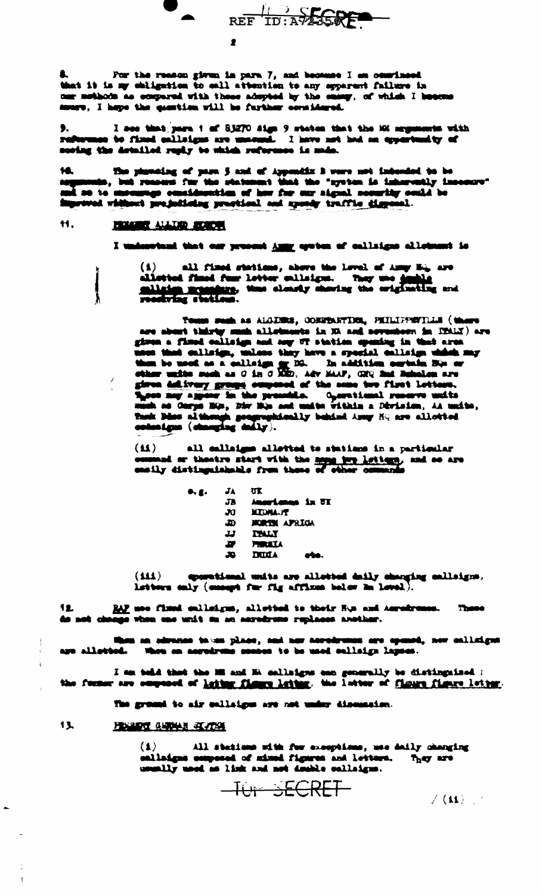8. For the reason given in para 7, and because I am convinced that it is my obligation to call attention to any apparent failure in our methods as compared with those adopted by the enemy, of which I become aware, I hope the question will be further considered.

9. I see that para 1 of 81270 sign 9 states that the WO arguments with reference to fixed callsigns are unsound. I have not had an opportunity of seeing the detailed reply to which reference is made.

10. The phrasing of para 5 and of Appendix B were not intended to be arguments, but reasons for the statement that the "system is inherently insecure" and so to encourage consideration of how far our signal security could be improved without prejudicing practical and speedy traffic disposal.

11. **PRESENT ALLIED SYSTEM**

I understand that our present Army system of callsigns allotment is

(i) all fixed stations, above the level of Army HQ, are allotted fixed four letter callsigns. They use double callsign procedure, thus clearly showing the originating and receiving stations.

Towns such as ALGIERS, CONSTANTINE, PHILIPPEVILLE (there are about thirty such allotments in NA and seventeen in ITALY) are given a fixed callsign and any WT station opening in that area uses that callsign, unless they have a special callsign which may then be used as a callsign or DG. In addition certain HQs or other units such as C in C MED, Adv MAAF, GHQ 2nd Echelon are given delivery groups composed of the same two first letters. These may appear in the preamble. Operational reserve units such as Corps HQs, Div HQs and units within a Division, AA units, Tank Bdes although geographically behind Army HQ are allotted codesigns (changing daily).

(ii) all callsigns allotted to stations in a particular command or theatre start with the same two letters, and so are easily distinguishable from those of other commands

e.g. JA UK
JB Americans in UK
JC MIDEAST
JD NORTH AFRICA
JJ ITALY
JP PERSIA
JQ INDIA etc.

(iii) operational units are allotted daily changing callsigns, letters only (except for fig affixes below Bn level).

12. RAF use fixed callsigns, allotted to their HQs and Aerodromes. These do not change when one unit on an aerodrome replaces another.

When an advance takes place, and new aerodromes are opened, new callsigns are allotted. When an aerodrome ceases to be used callsign lapses.

I am told that the ME and NA callsigns can generally be distinguished; the former are composed of letter figure letter, the latter of figure figure letter.

The ground to air callsigns are not under discussion.

13. **PRESENT GERMAN SYSTEM**

(i) All stations with few exceptions, use daily changing callsigns composed of mixed figures and letters. They are usually used as link and not double callsigns.

/ (ii)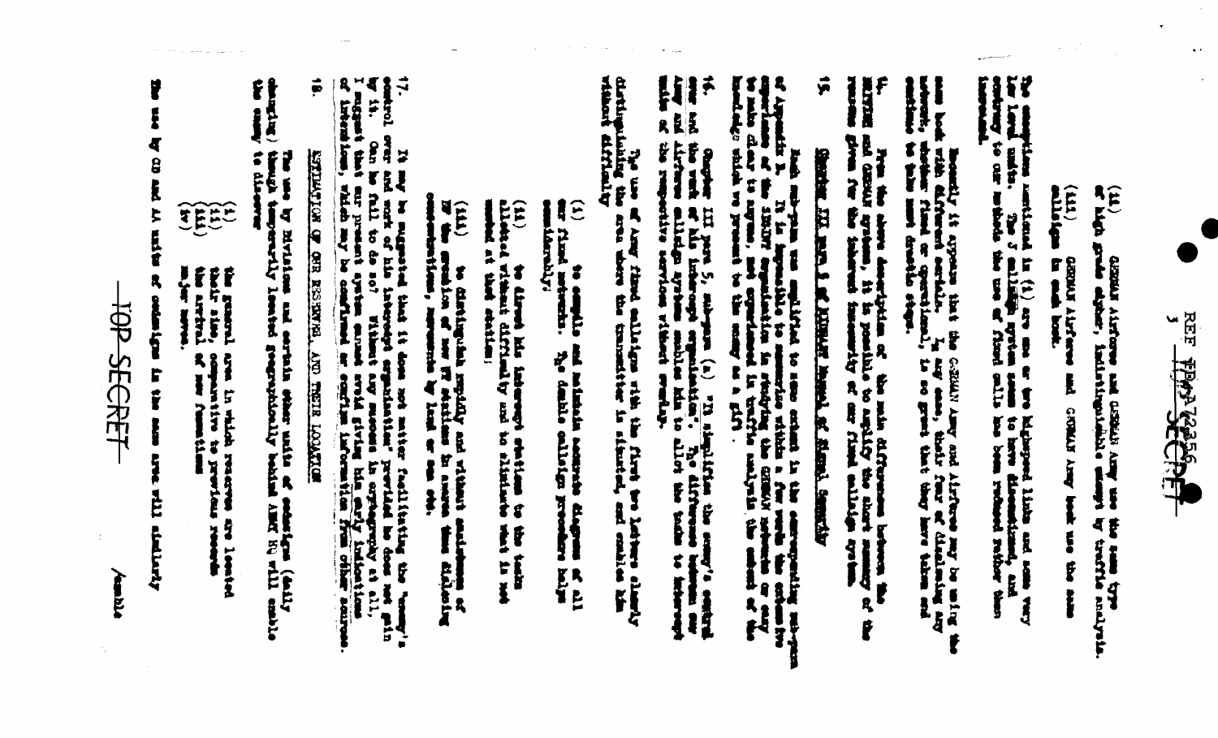REF TD/A 72356
SECRET

(ii) GERMAN Airforce and GERMAN Army use the same type of high grade cipher, indistinguishable except by traffic analysis.

(iii) GERMAN Airforce and GERMAN Army both use the same callsigns in each book.

The exceptions mentioned in (i) are one or two high-speed links and some very low level units. The J callsign system seems to have disappeared, and contrary to our methods the use of fixed calls has been reduced rather than increased.

Recently it appears that the GERMAN Army and Airforce may be using the same book with different serials. In any case, their fear of disclosing any network, whether fixed or operational, is so great that they have taken and continue to take most drastic steps.

14. From the above description of the main differences between the BRITISH and GERMAN systems, it is possible to employ the short summary of the reasons given for the inherent insecurity of our fixed callsign system.

15. Chapter III para 8 of BRITISH Manual of Signal Security

Each sub-para was amplified to some extent in the corresponding sub-para of Appendix B. It is impossible to summarize within a few words the extensive experience of the SIGINT organisation in studying the GERMAN networks or easy to make clear to anyone, not experienced in traffic analysis, the amount of the knowledge which we present to the enemy as a gift.

16. Chapter III para 5, sub-para (a) "It simplifies the enemy's control over and the work of his intercept organisation". The difference between our Army and Airforce callsign systems enables him to allot the tasks to intercept units of the respective services without overlap.

The use of Army fixed callsigns with the first two letters clearly distinguishing the area where the transmitter is situated, and enables him without difficulty

(i) to compile and maintain accurate diagrams of all our fixed networks. The double callsign procedure helps considerably;

(ii) to direct his intercept stations to the tasks allotted without difficulty and to eliminate what is not wanted at that station;

(iii) to distinguish rapidly and without assistance of DF the creation of new FF stations in areas thus disclosing concentrations, movements by land or sea etc.

17. It may be suggested that it does not matter facilitating the "enemy's control over and work of his intercept organisation" provided he does not gain by it. Can he fail to do so? Without any success in cryptography at all, I suggest that our present system cannot avoid giving him early indications of intentions, which may be confirmed or confirm information from other sources.

18. ESTIMATION OF OUR RESERVES AND THEIR LOCATION

The use by Divisions and certain other units of callsigns (daily changing) though temporarily located geographically behind ARMY HQ will enable the enemy to discover

(i) the general area in which reserves are located
(ii) their size, comparative to previous records
(iii) the arrival of new formations
(iv) major moves.

The use by GO and AA units of callsigns in the same area will similarly /enable

TOP SECRET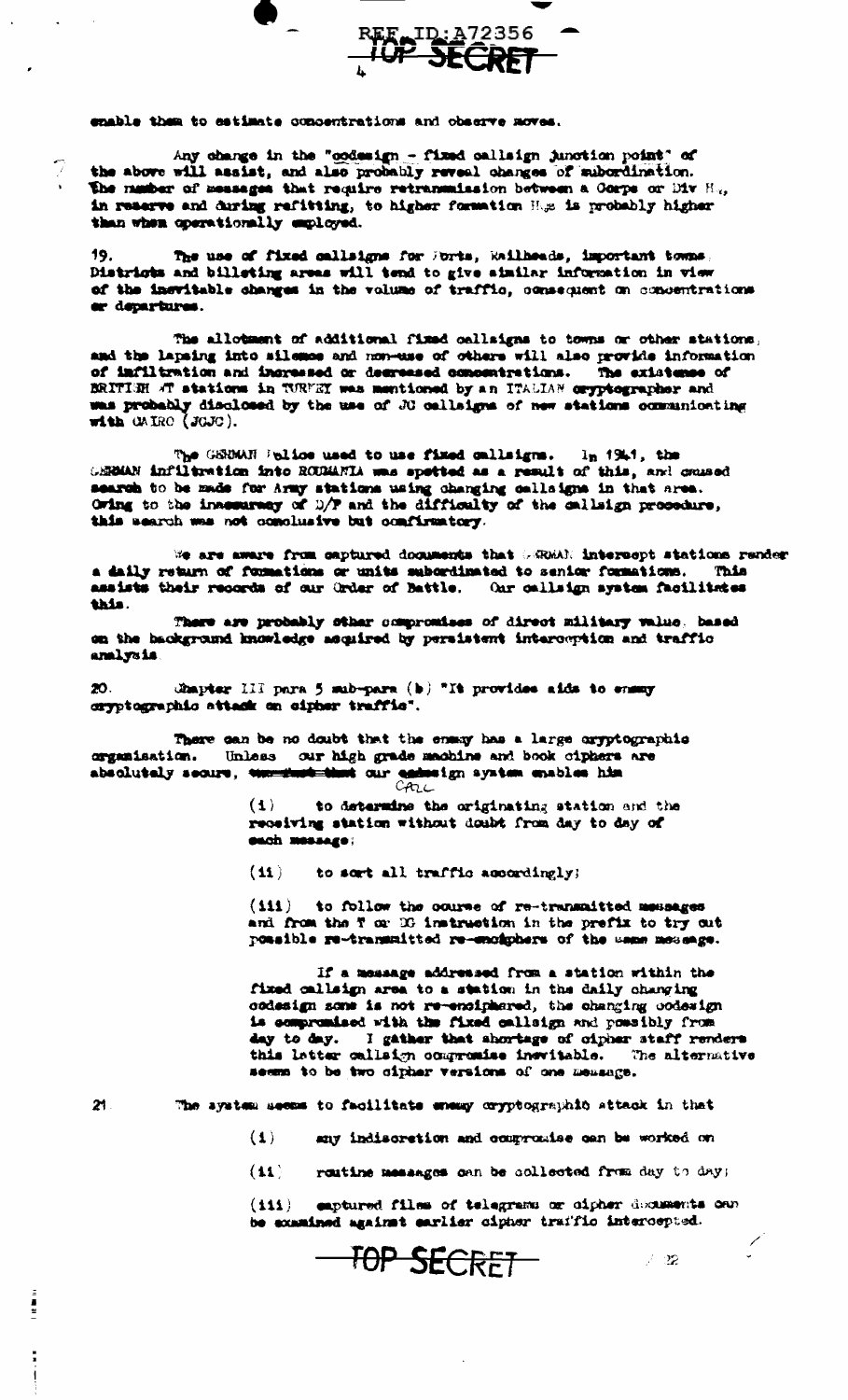enable them to estimate concentrations and observe moves.

Any change in the "codesign - fixed callsign junction point" of the above will assist, and also probably reveal changes of subordination. The number of messages that require retransmission between a Corps or Div H.Q., in reserve and during refitting, to higher formation H.Qs is probably higher than when operationally employed.

19. The use of fixed callsigns for Ports, Railheads, important towns, Districts and billeting areas will tend to give similar information in view of the inevitable changes in the volume of traffic, consequent on concentrations or departures.

The allotment of additional fixed callsigns to towns or other stations, and the lapsing into silence and non-use of others will also provide information of infiltration and increased or decreased concentrations. The existence of BRITISH AT stations in TURKEY was mentioned by an ITALIAN cryptographer and was probably disclosed by the use of JC callsigns of new stations communicating with CAIRO (JCJC).

The GERMAN Police used to use fixed callsigns. In 1941, the GERMAN infiltration into ROUMANIA was spotted as a result of this, and caused search to be made for Army stations using changing callsigns in that area. Owing to the inaccuracy of D/F and the difficulty of the callsign procedure, this search was not conclusive but confirmatory.

We are aware from captured documents that GERMAN intercept stations render a daily return of formations or units subordinated to senior formations. This assists their records of our Order of Battle. Our callsign system facilitates this.

There are probably other compromises of direct military value, based on the background knowledge acquired by persistent interception and traffic analysis.

20. Chapter III para 5 sub-para (b) "It provides aids to enemy cryptographic attack on cipher traffic".

There can be no doubt that the enemy has a large cryptographic organisation. Unless our high grade machine and book ciphers are absolutely secure, ~~the fact that~~ our ~~code~~sign system enables him

CALL

(i) to determine the originating station and the receiving station without doubt from day to day of each message;

(ii) to sort all traffic accordingly;

(iii) to follow the course of re-transmitted messages and from the T or DG instruction in the prefix to try out possible re-transmitted re-encipher of the same message.

If a message addressed from a station within the fixed callsign area to a station in the daily changing codesign zone is not re-enciphered, the changing codesign is compromised with the fixed callsign and possibly from day to day. I gather that shortage of cipher staff renders this latter callsign compromise inevitable. The alternative seems to be two cipher versions of one message.

21. The system seems to facilitate enemy cryptographic attack in that

(i) any indiscretion and compromise can be worked on

(ii) routine messages can be collected from day to day;

(iii) captured files of telegrams or cipher documents can be examined against earlier cipher traffic intercepted.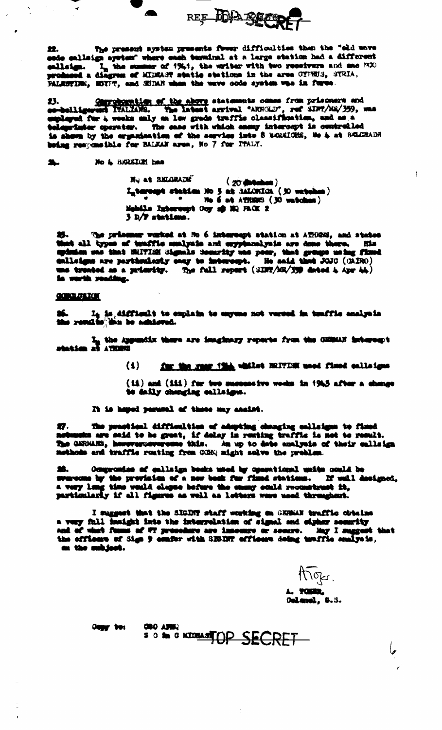REF IDPA/REF/SECRET

22. The present system presents fewer difficulties than the "old wave code callsign system" where each terminal at a large station had a different callsign. In the summer of 1941, the writer with two receivers and one NCO produced a diagram of MIDEAST static stations in the area CYPRUS, SYRIA, PALESTINE, EGYPT, and SUDAN when the wave code system was in force.

23. Corroboration of the above statements comes from prisoners and co-belligerent ITALIANS. The latest arrival "ARNOLD", ref SIDT/ME/359, was employed for 4 weeks only on low grade traffic classification, and as a teleprinter operator. The ease with which enemy intercept is controlled is shown by the organization of the service into 8 REGIONS, No 4 at BELGRADE being responsible for BALKAN area, No 7 for ITALY.

24. No 4 REGION has

> HQ at BELGRADE (20 watches)
> Intercept station No 5 at SALONICA (30 watches)
> " " No 6 at ATHENS (30 watches)
> Mobile Intercept Coy at HQ PACK 2
> 3 D/F stations.

25. The prisoner worked at No 6 intercept station at ATHENS, and states that all types of traffic analysis and cryptanalysis are done there. His opinion was that BRITISH Signals Security was poor, that groups using fixed callsigns are particularly easy to intercept. He said that JOJO (CAIRO) was treated as a priority. The full report (SIDT/ME/359 dated 4 Apr 44) is worth reading.

CONCLUSION

26. It is difficult to explain to anyone not versed in traffic analysis the results that can be achieved.

In the Appendix there are imaginary reports from the GERMAN intercept station at ATHENS

> (i) for the year 1944 whilst BRITISH used fixed callsigns
>
> (ii) and (iii) for two successive weeks in 1945 after a change to daily changing callsigns.

It is hoped perusal of these may assist.

27. The practical difficulties of adopting changing callsigns to fixed networks are said to be great, if delay in routing traffic is not to result. The GERMANS, however, overcome this. An up to date analysis of their callsign methods and traffic routing from GCHQ might solve the problem.

28. Compromise of callsign books used by operational units could be overcome by the provision of a new book for fixed stations. If well designed, a very long time would elapse before the enemy could reconstruct it, particularly if all figures as well as letters were used throughout.

I suggest that the SIGINT staff working on GERMAN traffic obtains a very full insight into the interrelation of signal and cipher security and of what forms of WT procedure are insecure or secure. May I suggest that the officers of Sigs 9 confer with SIGINT officers doing traffic analysis, on the subject.

A. Toker.
A. TOKER,
Colonel, G.S.

Copy to: CSO AFHQ
S O in C MIDEAST

TOP SECRET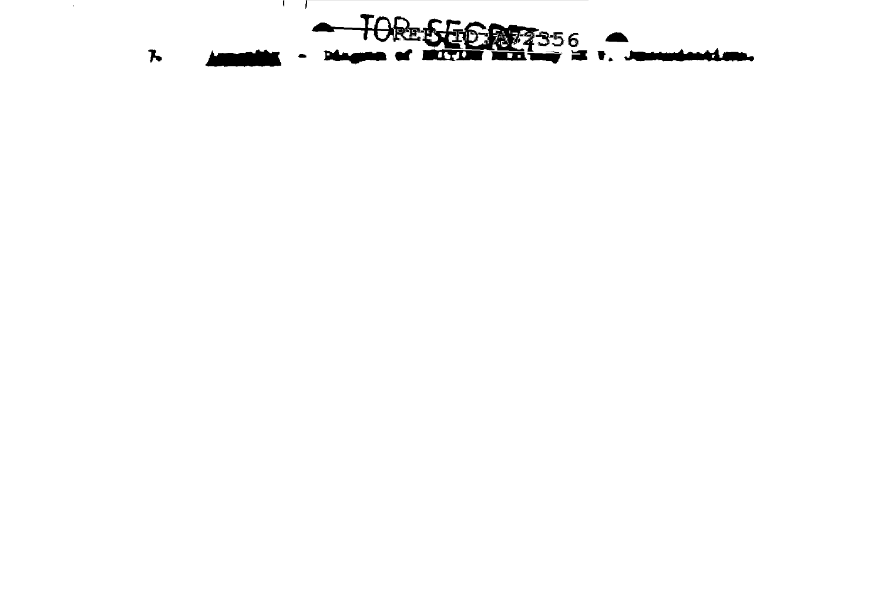7. Appendix - Diagram of ... in U. S. Jurisdiction.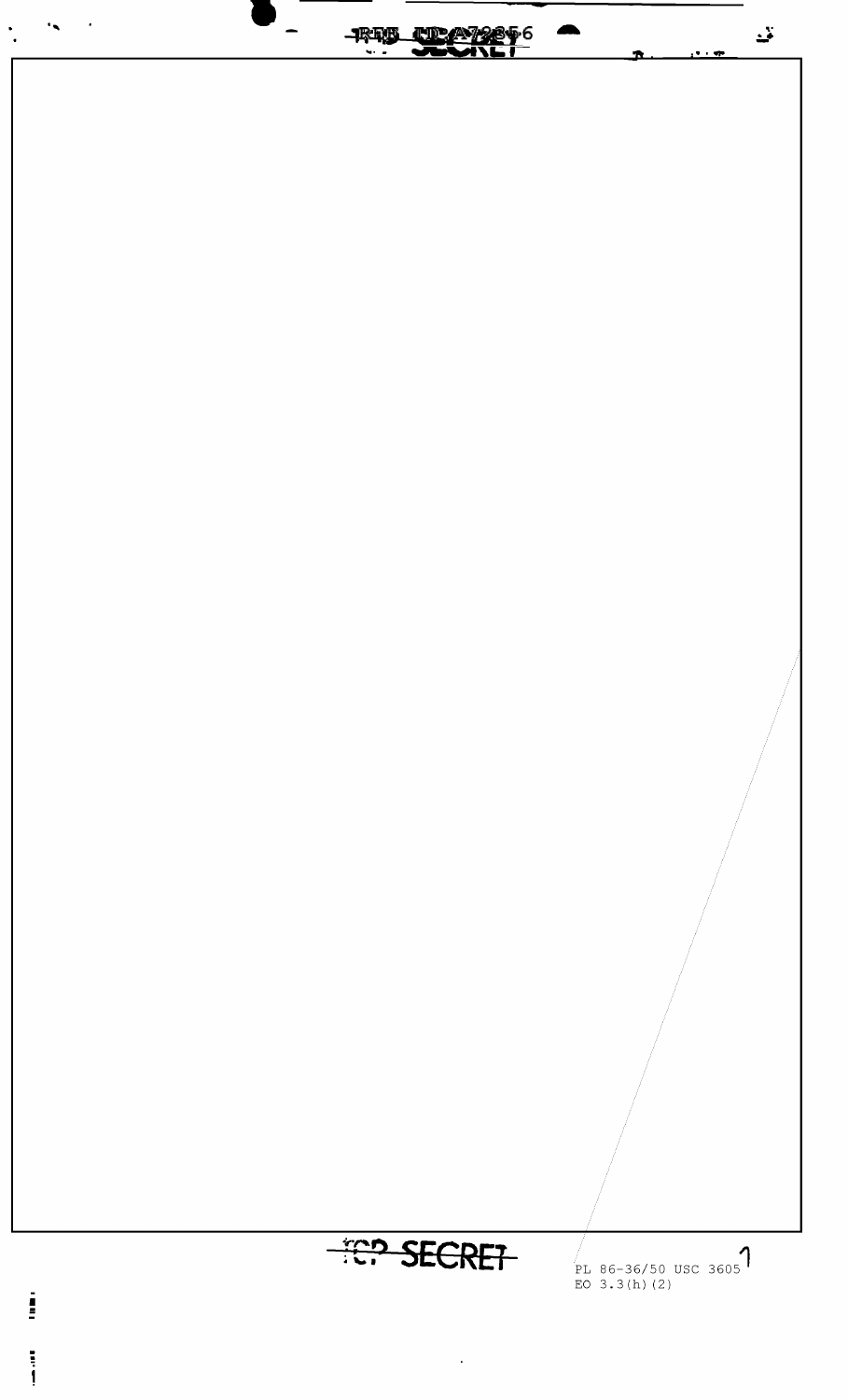PL 86-36/50 USC 3605
EO 3.3(h)(2)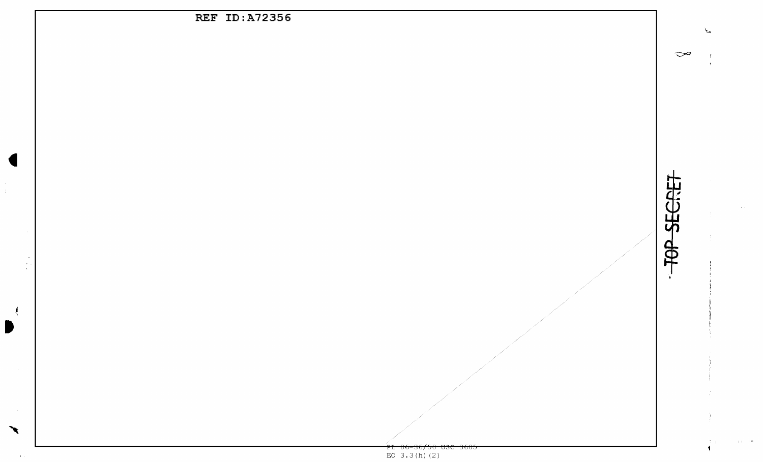REF ID:A72356

~~TOP SECRET~~

PL 86-36/50 USC 3605
EO 3.3(h)(2)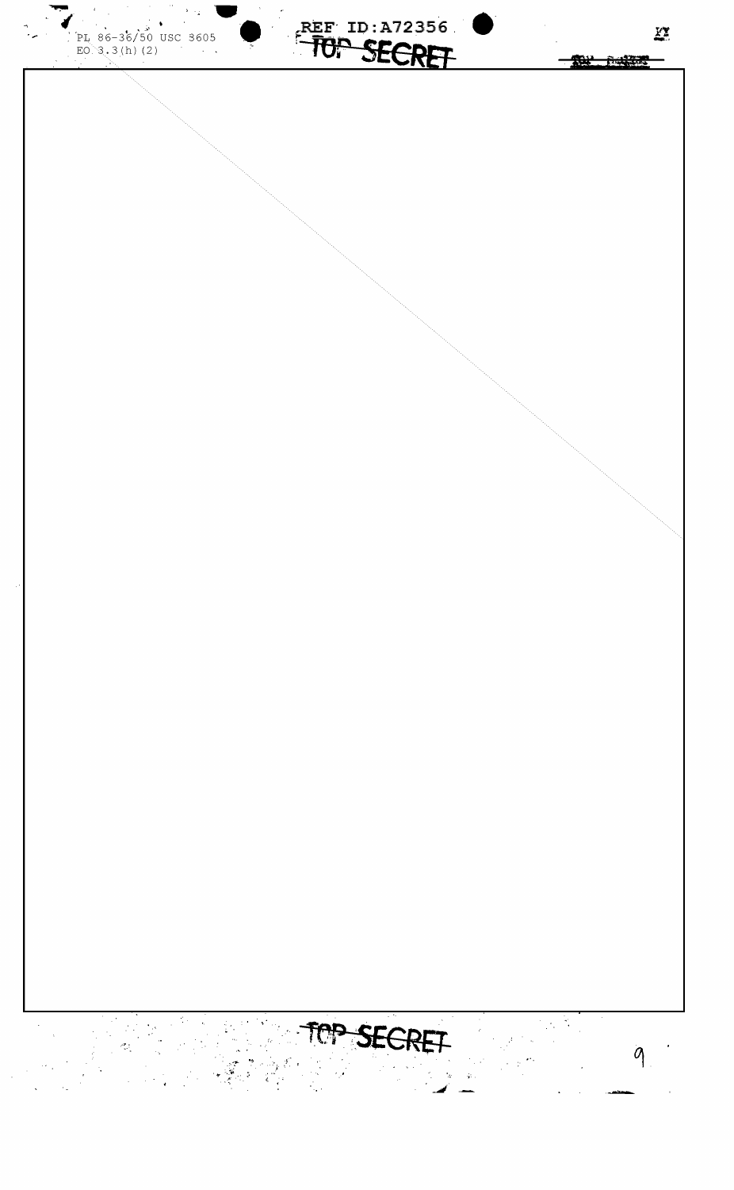PL 86-36/50 USC 3605
EO 3.3(h)(2)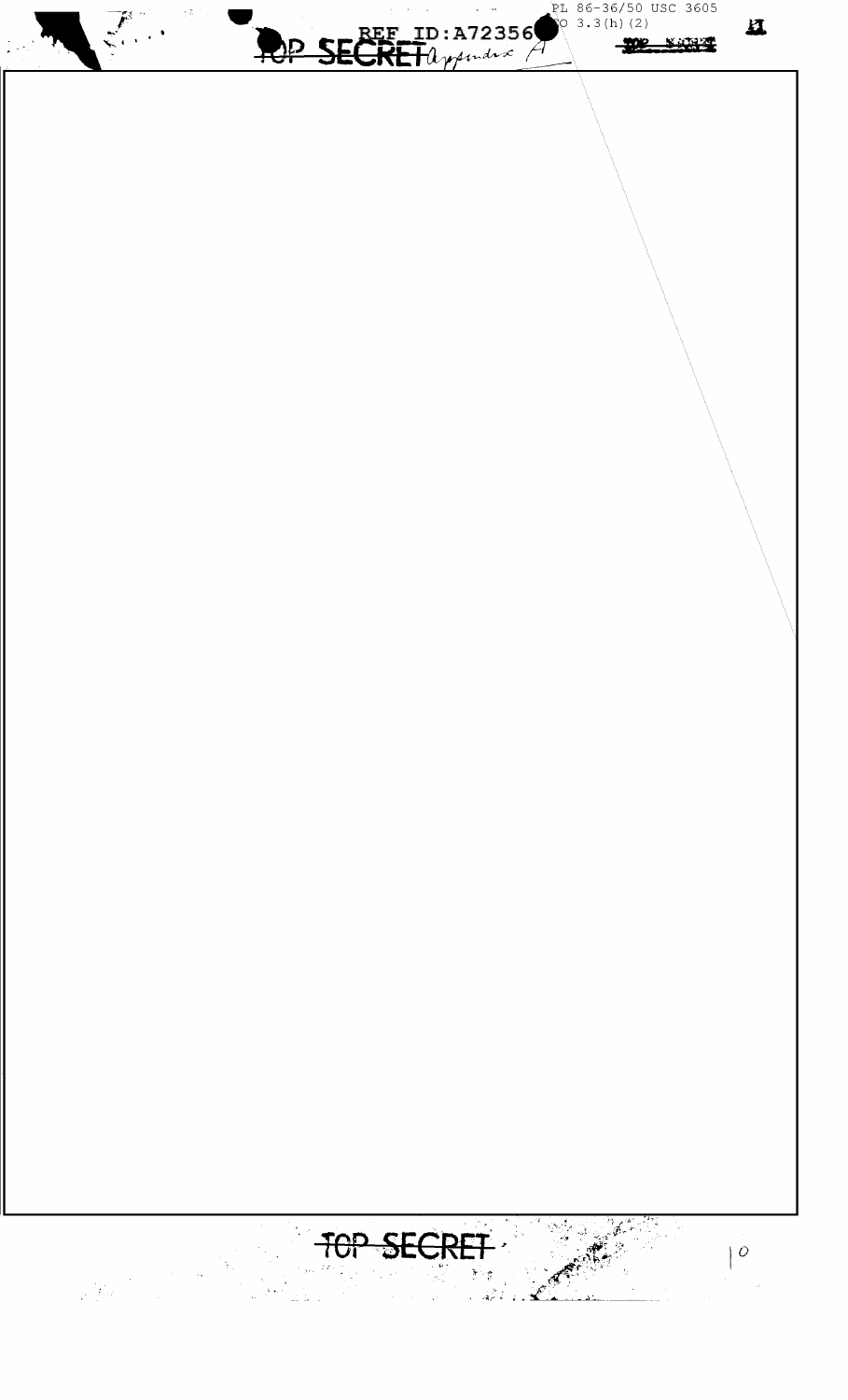Appendix A

PL 86-36/50 USC 3605
EO 3.3(h)(2)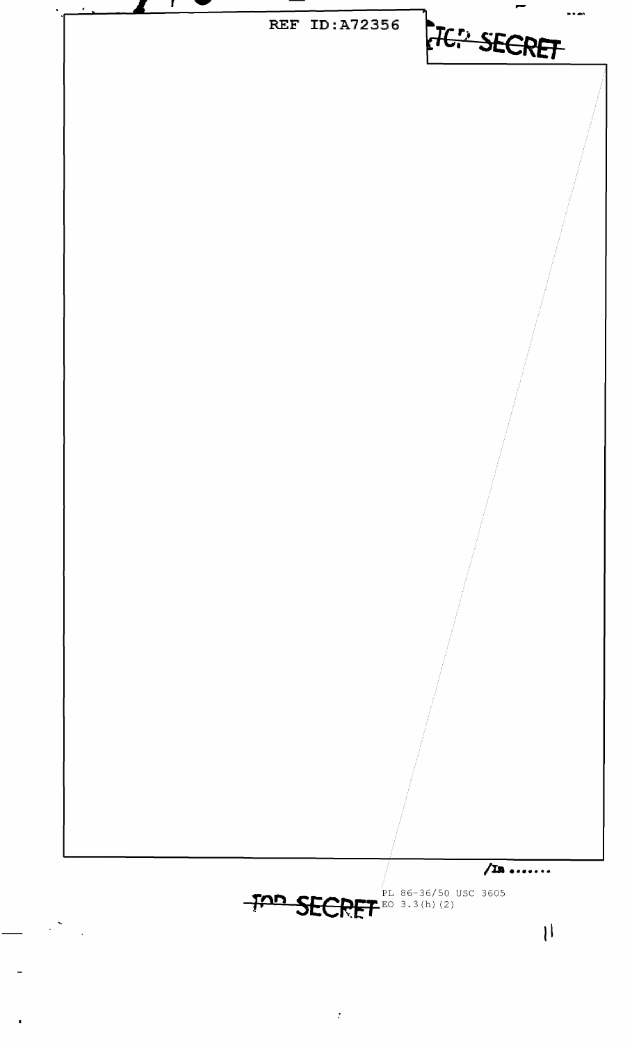/In .......

PL 86-36/50 USC 3605
EO 3.3(h)(2)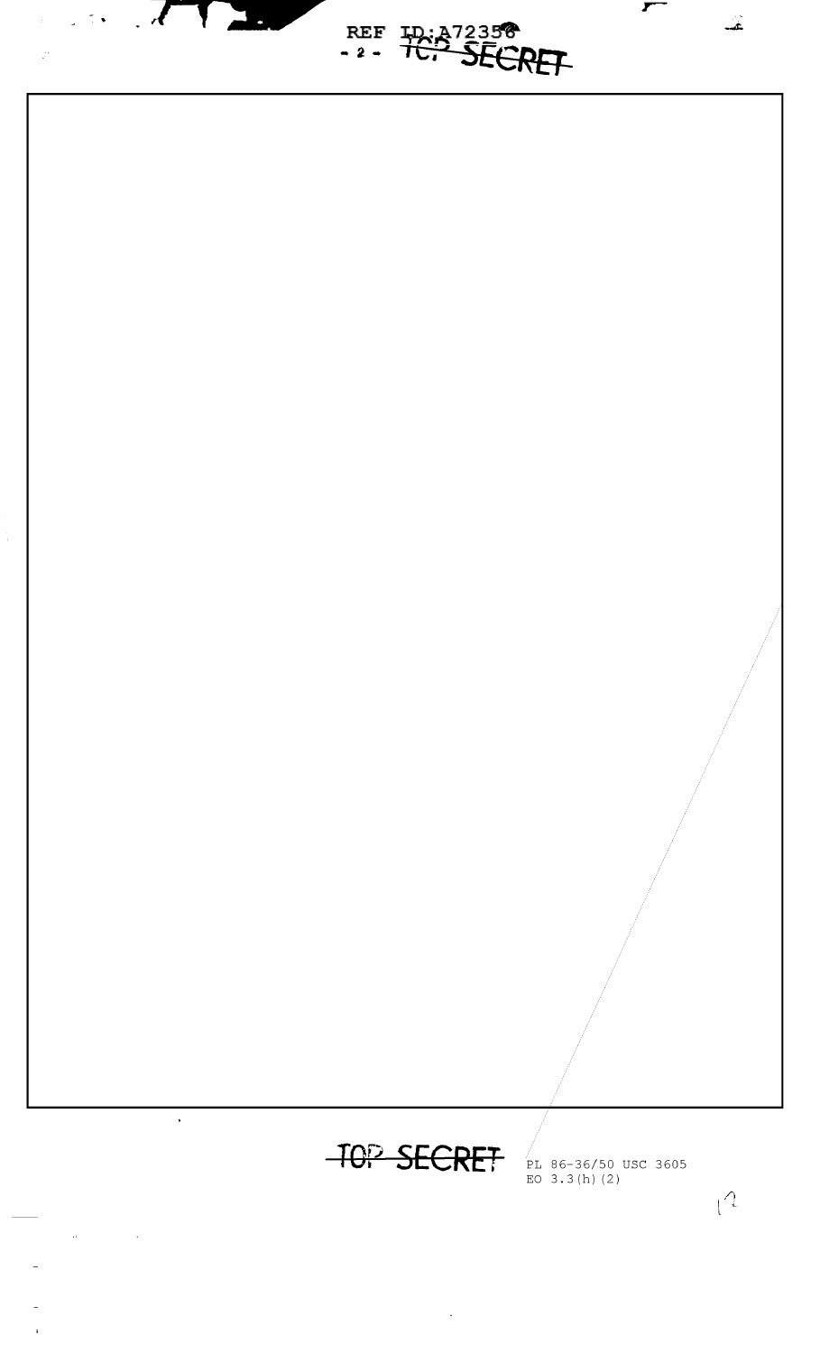REF ID:A72358

- 2 -

TOP SECRET

TOP SECRET

PL 86-36/50 USC 3605
EO 3.3(h)(2)